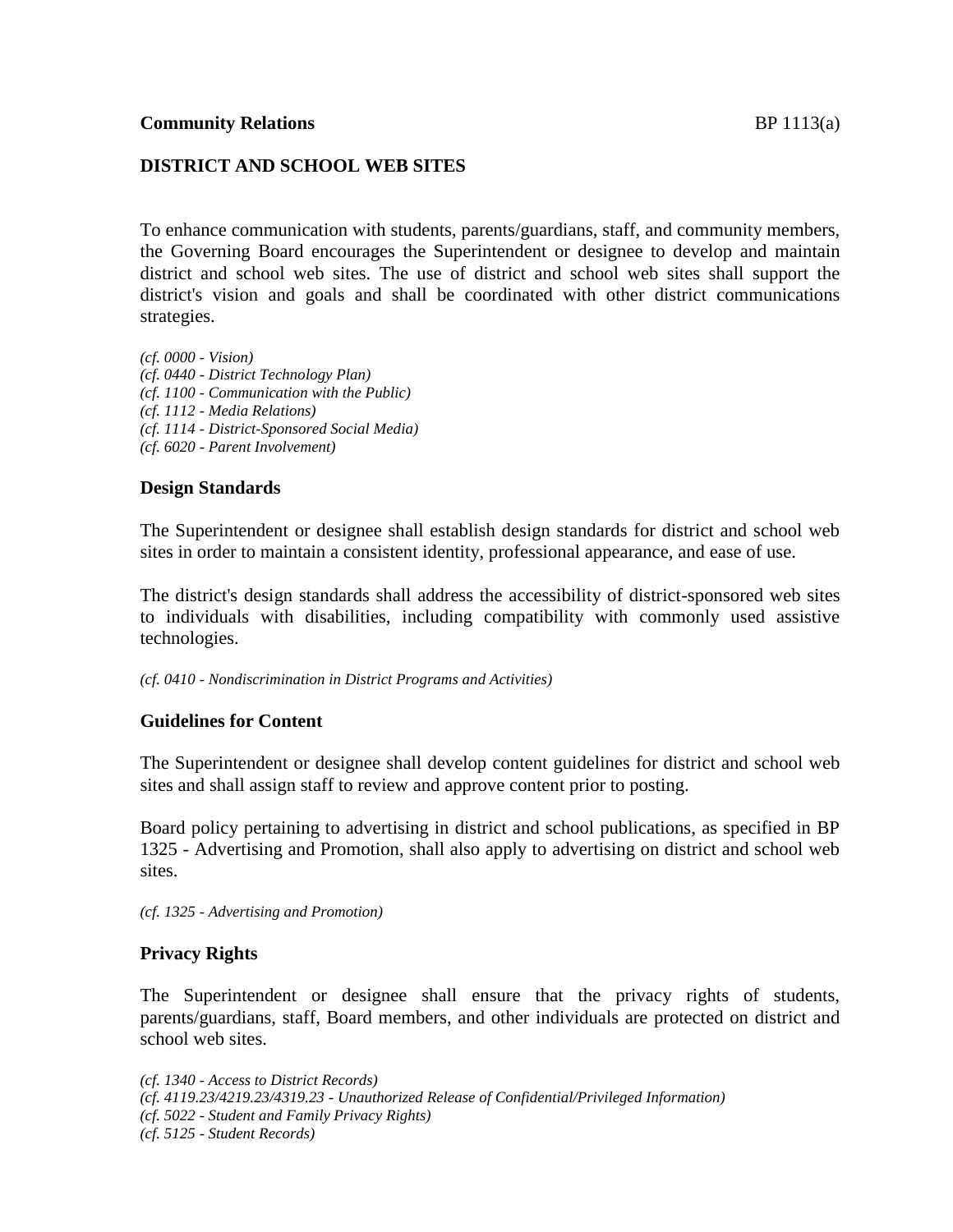**Community Relations** BP 1113(a)

## DISTRICT AND SCHOOL WEB SITES

To enhance communication with students, parents/guardians, staff, and community members, the Governing Board encourages the Superintendent or designee to develop and maintain district and school web sites. The use of district and school web sites shall support the district's vision and goals and shall be coordinated with other district communications strategies.

*(cf. 0000 - Vision)*
*(cf. 0440 - District Technology Plan)*
*(cf. 1100 - Communication with the Public)*
*(cf. 1112 - Media Relations)*
*(cf. 1114 - District-Sponsored Social Media)*
*(cf. 6020 - Parent Involvement)*

### Design Standards

The Superintendent or designee shall establish design standards for district and school web sites in order to maintain a consistent identity, professional appearance, and ease of use.

The district's design standards shall address the accessibility of district-sponsored web sites to individuals with disabilities, including compatibility with commonly used assistive technologies.

*(cf. 0410 - Nondiscrimination in District Programs and Activities)*

### Guidelines for Content

The Superintendent or designee shall develop content guidelines for district and school web sites and shall assign staff to review and approve content prior to posting.

Board policy pertaining to advertising in district and school publications, as specified in BP 1325 - Advertising and Promotion, shall also apply to advertising on district and school web sites.

*(cf. 1325 - Advertising and Promotion)*

### Privacy Rights

The Superintendent or designee shall ensure that the privacy rights of students, parents/guardians, staff, Board members, and other individuals are protected on district and school web sites.

*(cf. 1340 - Access to District Records)*
*(cf. 4119.23/4219.23/4319.23 - Unauthorized Release of Confidential/Privileged Information)*
*(cf. 5022 - Student and Family Privacy Rights)*
*(cf. 5125 - Student Records)*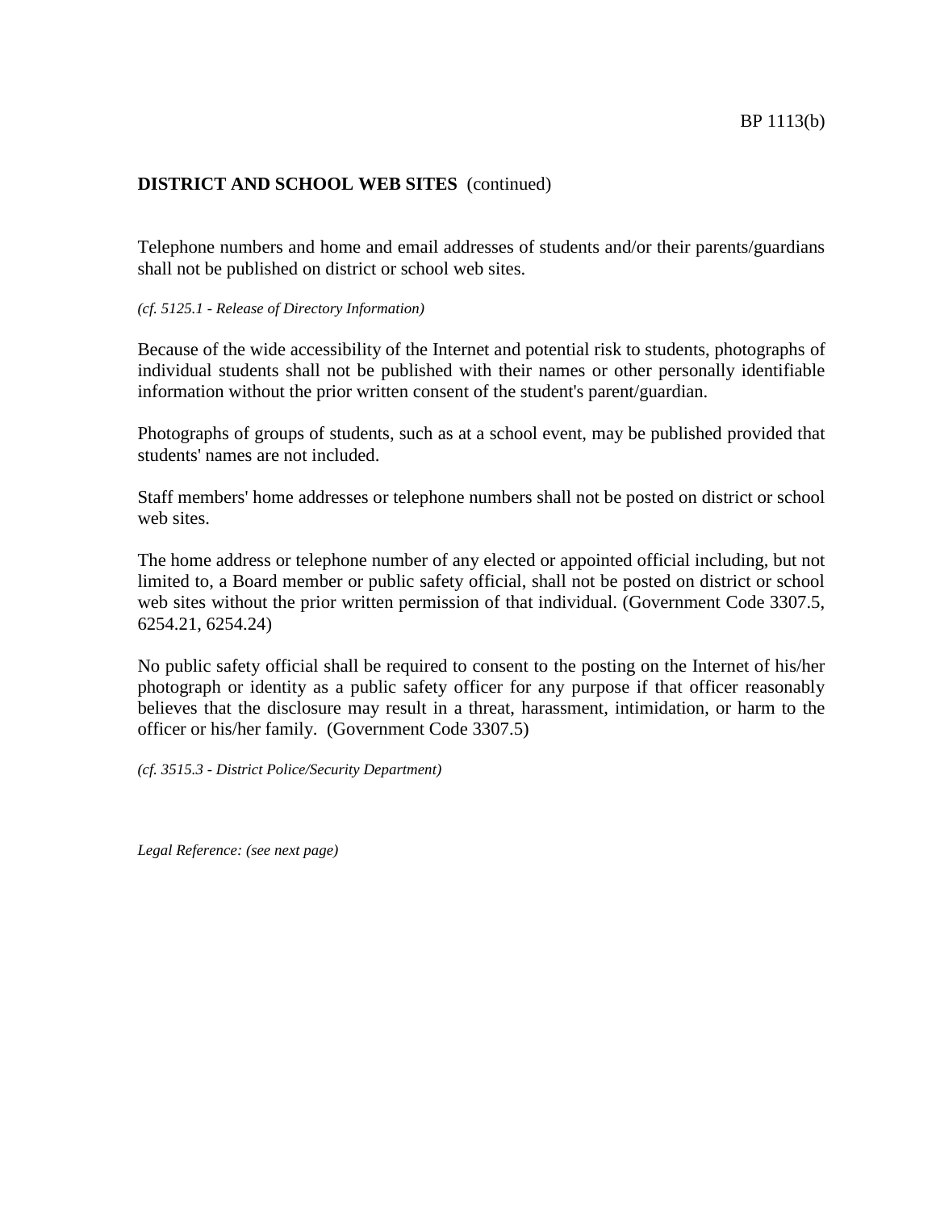**DISTRICT AND SCHOOL WEB SITES** (continued)

Telephone numbers and home and email addresses of students and/or their parents/guardians shall not be published on district or school web sites.

*(cf. 5125.1 - Release of Directory Information)*

Because of the wide accessibility of the Internet and potential risk to students, photographs of individual students shall not be published with their names or other personally identifiable information without the prior written consent of the student's parent/guardian.

Photographs of groups of students, such as at a school event, may be published provided that students' names are not included.

Staff members' home addresses or telephone numbers shall not be posted on district or school web sites.

The home address or telephone number of any elected or appointed official including, but not limited to, a Board member or public safety official, shall not be posted on district or school web sites without the prior written permission of that individual. (Government Code 3307.5, 6254.21, 6254.24)

No public safety official shall be required to consent to the posting on the Internet of his/her photograph or identity as a public safety officer for any purpose if that officer reasonably believes that the disclosure may result in a threat, harassment, intimidation, or harm to the officer or his/her family. (Government Code 3307.5)

*(cf. 3515.3 - District Police/Security Department)*

*Legal Reference: (see next page)*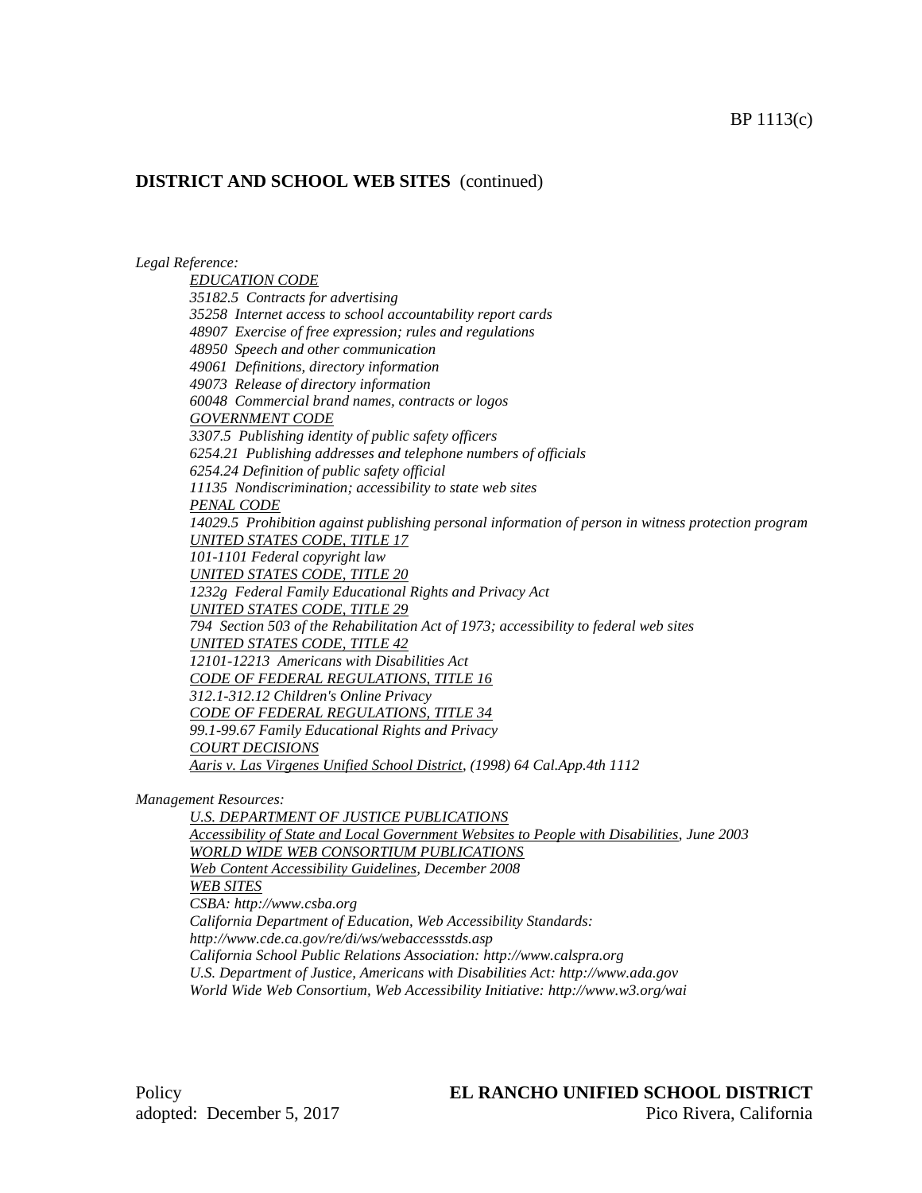**DISTRICT AND SCHOOL WEB SITES** (continued)

*Legal Reference:*

<u>*EDUCATION CODE*</u>
*35182.5 Contracts for advertising*
*35258 Internet access to school accountability report cards*
*48907 Exercise of free expression; rules and regulations*
*48950 Speech and other communication*
*49061 Definitions, directory information*
*49073 Release of directory information*
*60048 Commercial brand names, contracts or logos*
<u>*GOVERNMENT CODE*</u>
*3307.5 Publishing identity of public safety officers*
*6254.21 Publishing addresses and telephone numbers of officials*
*6254.24 Definition of public safety official*
*11135 Nondiscrimination; accessibility to state web sites*
<u>*PENAL CODE*</u>
*14029.5 Prohibition against publishing personal information of person in witness protection program*
<u>*UNITED STATES CODE, TITLE 17*</u>
*101-1101 Federal copyright law*
<u>*UNITED STATES CODE, TITLE 20*</u>
*1232g Federal Family Educational Rights and Privacy Act*
<u>*UNITED STATES CODE, TITLE 29*</u>
*794 Section 503 of the Rehabilitation Act of 1973; accessibility to federal web sites*
<u>*UNITED STATES CODE, TITLE 42*</u>
*12101-12213 Americans with Disabilities Act*
<u>*CODE OF FEDERAL REGULATIONS, TITLE 16*</u>
*312.1-312.12 Children's Online Privacy*
<u>*CODE OF FEDERAL REGULATIONS, TITLE 34*</u>
*99.1-99.67 Family Educational Rights and Privacy*
<u>*COURT DECISIONS*</u>
<u>*Aaris v. Las Virgenes Unified School District*</u>*, (1998) 64 Cal.App.4th 1112*

*Management Resources:*

<u>*U.S. DEPARTMENT OF JUSTICE PUBLICATIONS*</u>
<u>*Accessibility of State and Local Government Websites to People with Disabilities*</u>*, June 2003*
<u>*WORLD WIDE WEB CONSORTIUM PUBLICATIONS*</u>
<u>*Web Content Accessibility Guidelines*</u>*, December 2008*
<u>*WEB SITES*</u>
*CSBA: http://www.csba.org*
*California Department of Education, Web Accessibility Standards: http://www.cde.ca.gov/re/di/ws/webaccessstds.asp*
*California School Public Relations Association: http://www.calspra.org*
*U.S. Department of Justice, Americans with Disabilities Act: http://www.ada.gov*
*World Wide Web Consortium, Web Accessibility Initiative: http://www.w3.org/wai*

Policy
adopted: December 5, 2017

**EL RANCHO UNIFIED SCHOOL DISTRICT**
Pico Rivera, California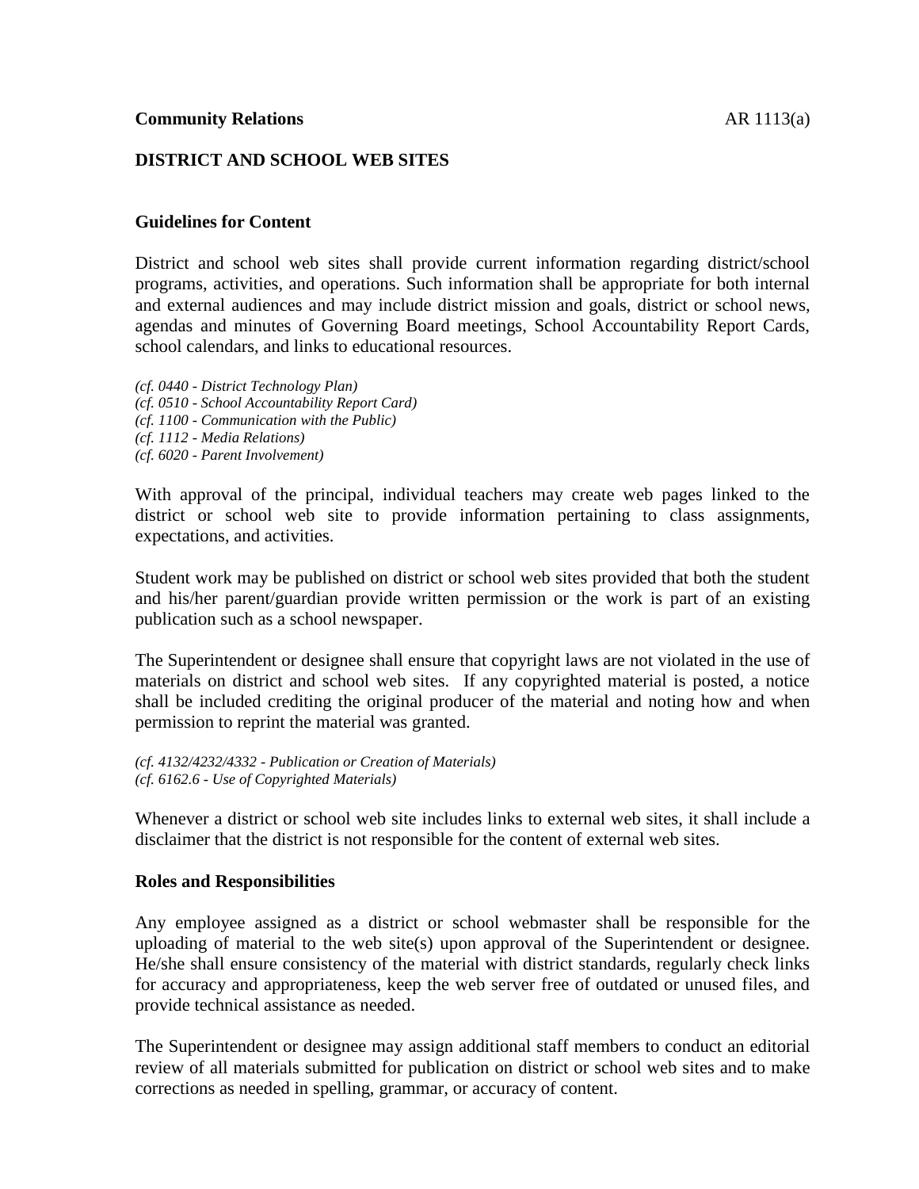**Community Relations**

## DISTRICT AND SCHOOL WEB SITES

### Guidelines for Content

District and school web sites shall provide current information regarding district/school programs, activities, and operations. Such information shall be appropriate for both internal and external audiences and may include district mission and goals, district or school news, agendas and minutes of Governing Board meetings, School Accountability Report Cards, school calendars, and links to educational resources.

*(cf. 0440 - District Technology Plan)*
*(cf. 0510 - School Accountability Report Card)*
*(cf. 1100 - Communication with the Public)*
*(cf. 1112 - Media Relations)*
*(cf. 6020 - Parent Involvement)*

With approval of the principal, individual teachers may create web pages linked to the district or school web site to provide information pertaining to class assignments, expectations, and activities.

Student work may be published on district or school web sites provided that both the student and his/her parent/guardian provide written permission or the work is part of an existing publication such as a school newspaper.

The Superintendent or designee shall ensure that copyright laws are not violated in the use of materials on district and school web sites. If any copyrighted material is posted, a notice shall be included crediting the original producer of the material and noting how and when permission to reprint the material was granted.

*(cf. 4132/4232/4332 - Publication or Creation of Materials)*
*(cf. 6162.6 - Use of Copyrighted Materials)*

Whenever a district or school web site includes links to external web sites, it shall include a disclaimer that the district is not responsible for the content of external web sites.

### Roles and Responsibilities

Any employee assigned as a district or school webmaster shall be responsible for the uploading of material to the web site(s) upon approval of the Superintendent or designee. He/she shall ensure consistency of the material with district standards, regularly check links for accuracy and appropriateness, keep the web server free of outdated or unused files, and provide technical assistance as needed.

The Superintendent or designee may assign additional staff members to conduct an editorial review of all materials submitted for publication on district or school web sites and to make corrections as needed in spelling, grammar, or accuracy of content.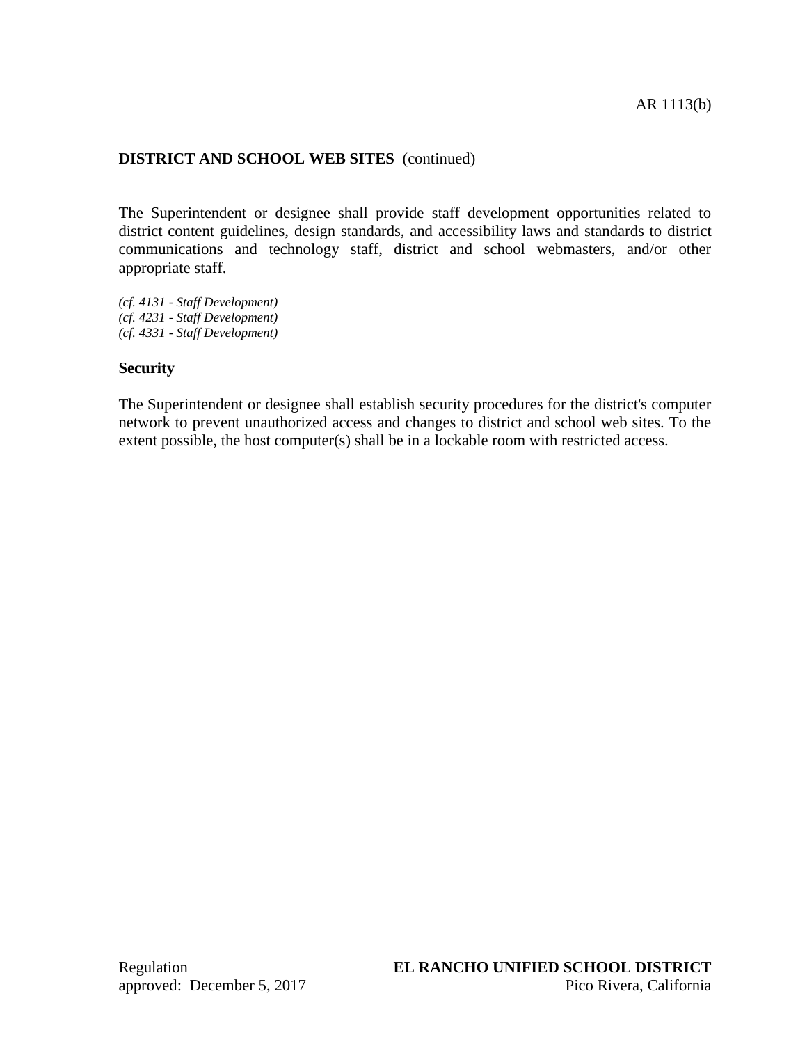The Superintendent or designee shall provide staff development opportunities related to district content guidelines, design standards, and accessibility laws and standards to district communications and technology staff, district and school webmasters, and/or other appropriate staff.

*(cf. 4131 - Staff Development)*
*(cf. 4231 - Staff Development)*
*(cf. 4331 - Staff Development)*

**Security**

The Superintendent or designee shall establish security procedures for the district's computer network to prevent unauthorized access and changes to district and school web sites. To the extent possible, the host computer(s) shall be in a lockable room with restricted access.

Regulation
approved: December 5, 2017

**EL RANCHO UNIFIED SCHOOL DISTRICT**
Pico Rivera, California